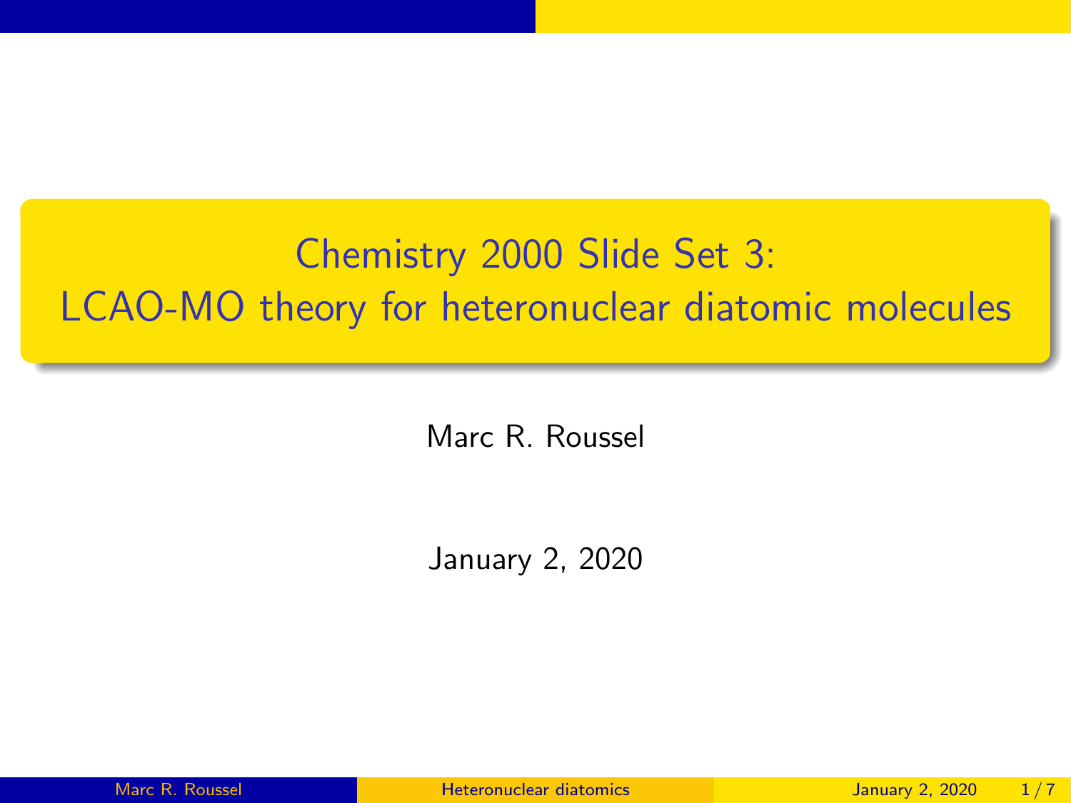# Chemistry 2000 Slide Set 3: LCAO-MO theory for heteronuclear diatomic molecules

Marc R. Roussel

January 2, 2020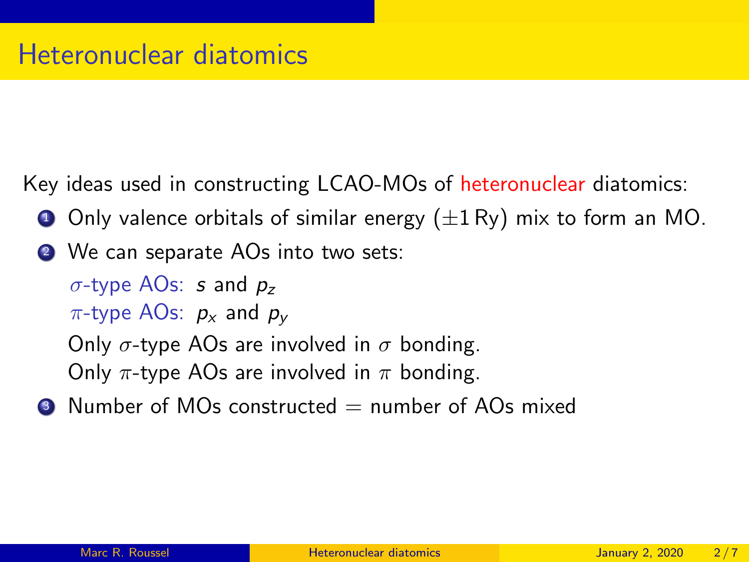# Heteronuclear diatomics

Key ideas used in constructing LCAO-MOs of heteronuclear diatomics:

1. Only valence orbitals of similar energy ($\pm 1\,\text{Ry}$) mix to form an MO.
2. We can separate AOs into two sets:

   $\sigma$-type AOs: $s$ and $p_z$

   $\pi$-type AOs: $p_x$ and $p_y$

   Only $\sigma$-type AOs are involved in $\sigma$ bonding.

   Only $\pi$-type AOs are involved in $\pi$ bonding.
3. Number of MOs constructed = number of AOs mixed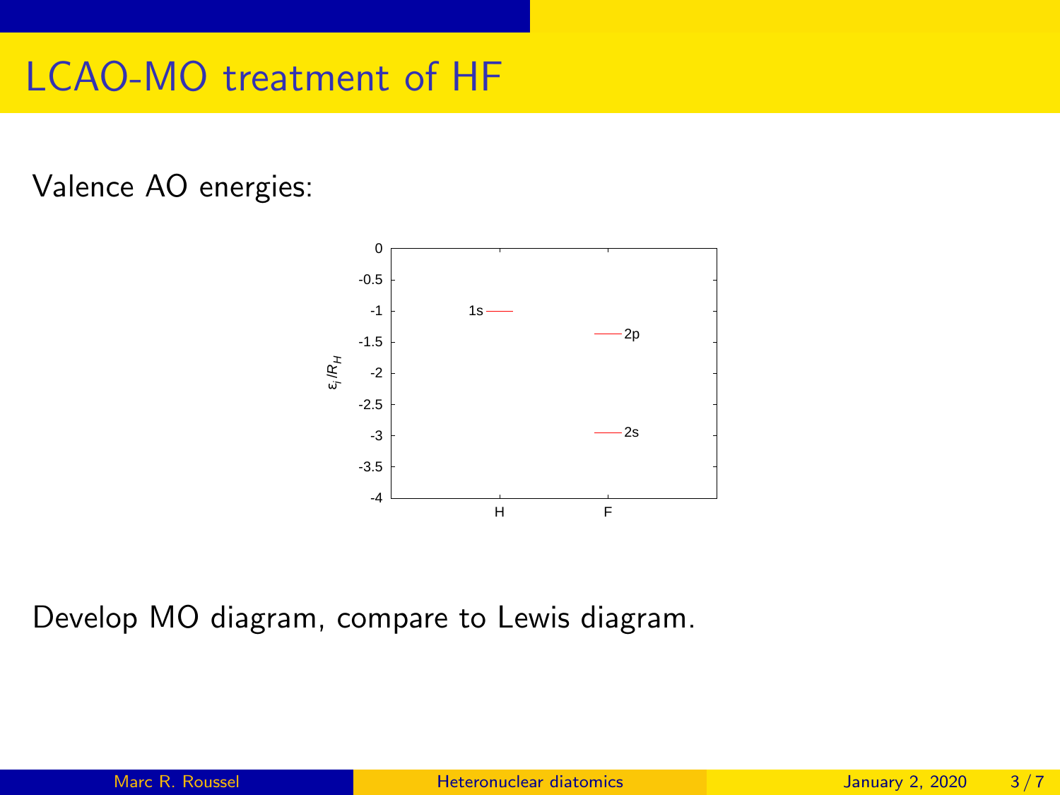# LCAO-MO treatment of HF

Valence AO energies:

Develop MO diagram, compare to Lewis diagram.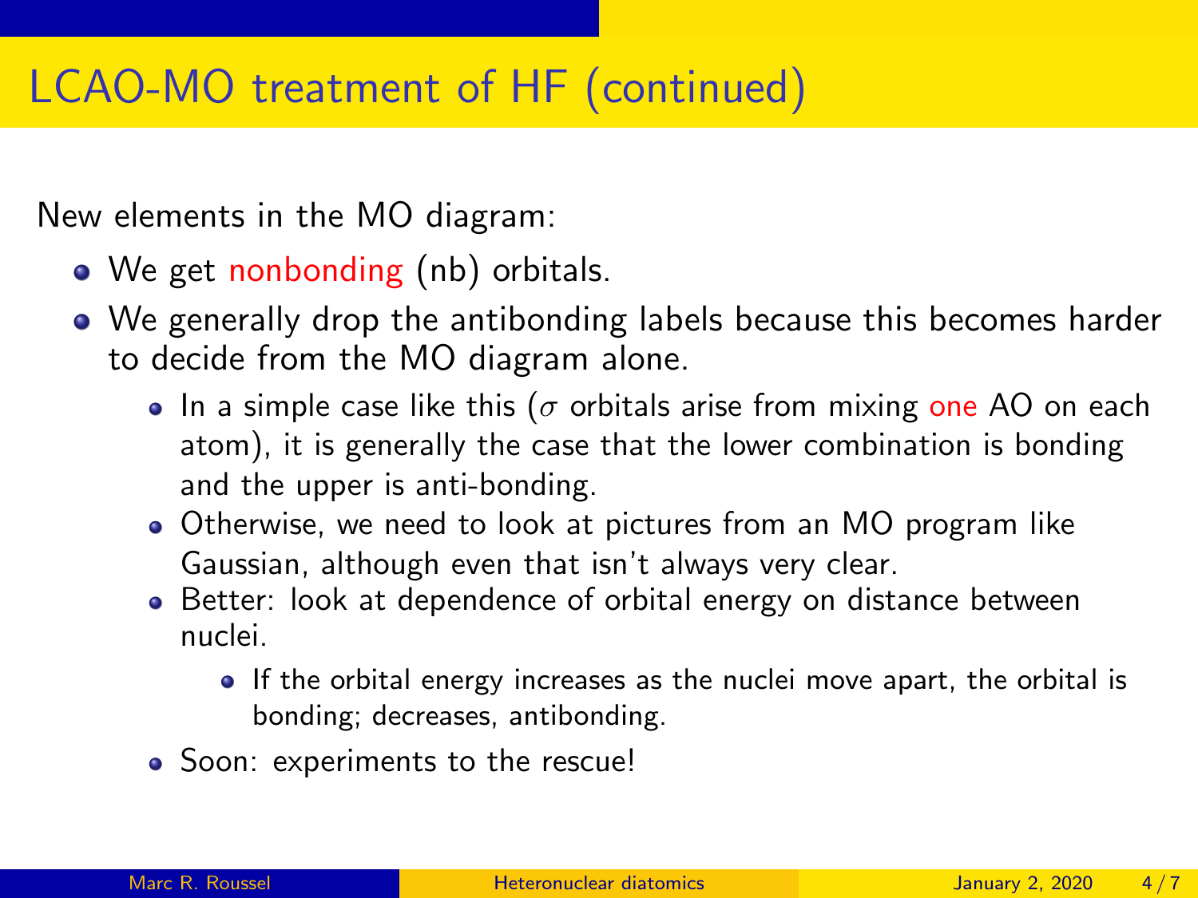# LCAO-MO treatment of HF (continued)

New elements in the MO diagram:

- We get nonbonding (nb) orbitals.
- We generally drop the antibonding labels because this becomes harder to decide from the MO diagram alone.
  - In a simple case like this ($\sigma$ orbitals arise from mixing one AO on each atom), it is generally the case that the lower combination is bonding and the upper is anti-bonding.
  - Otherwise, we need to look at pictures from an MO program like Gaussian, although even that isn't always very clear.
  - Better: look at dependence of orbital energy on distance between nuclei.
    - If the orbital energy increases as the nuclei move apart, the orbital is bonding; decreases, antibonding.
  - Soon: experiments to the rescue!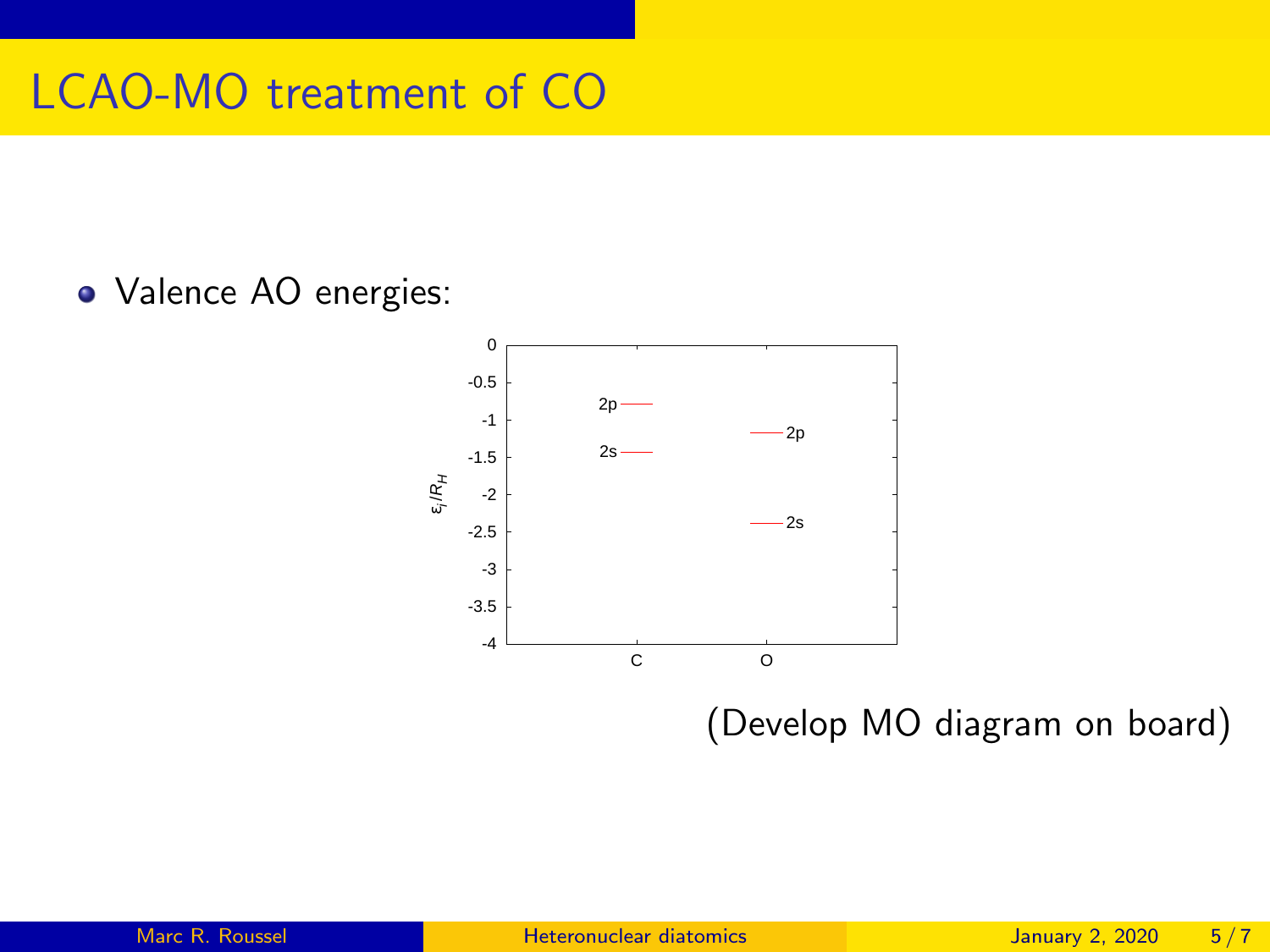# LCAO-MO treatment of CO

- Valence AO energies:

(Develop MO diagram on board)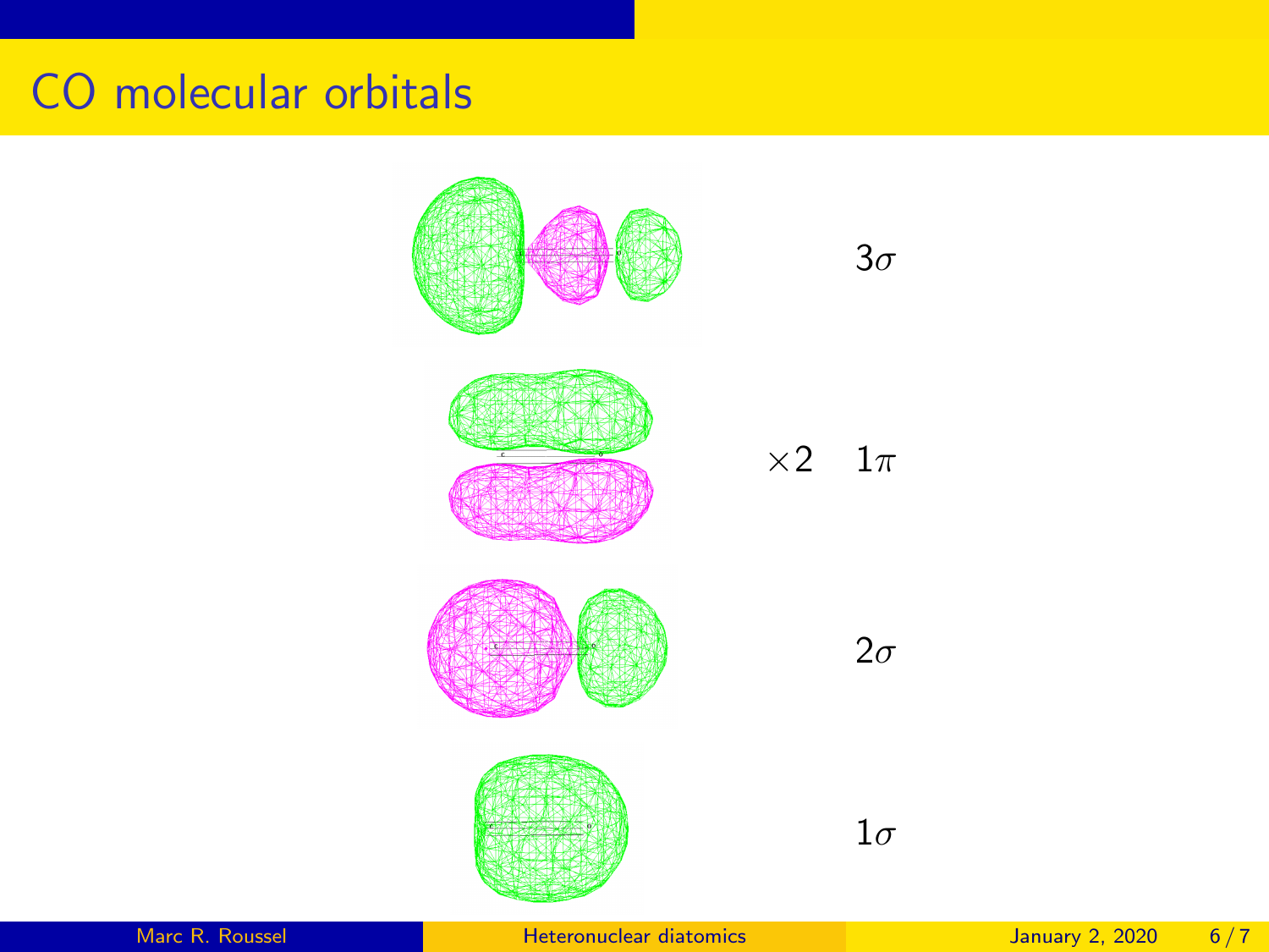# CO molecular orbitals

$3\sigma$

$\times 2 \quad 1\pi$

$2\sigma$

$1\sigma$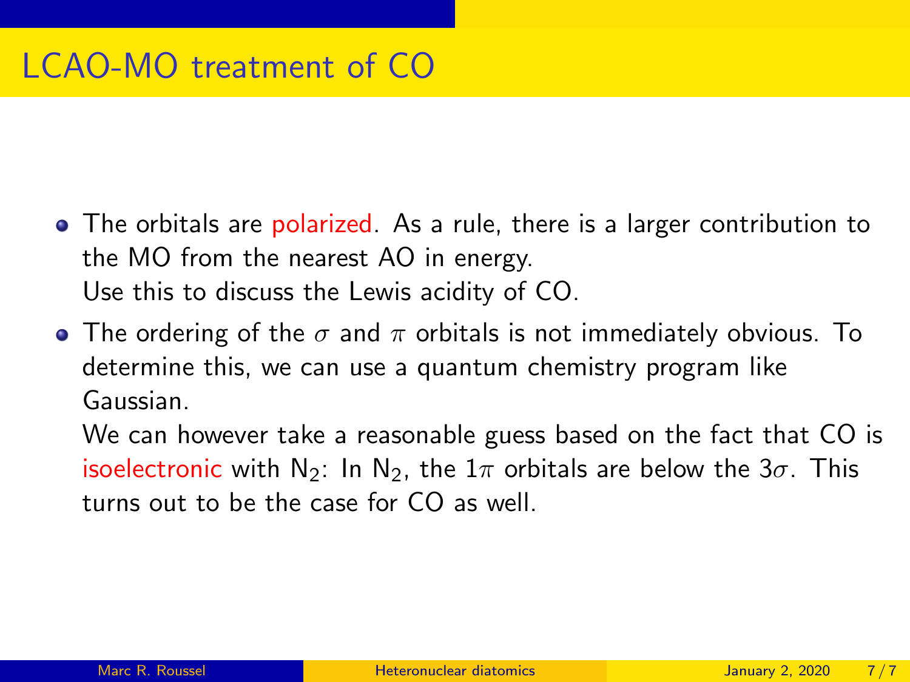# LCAO-MO treatment of CO

- The orbitals are polarized. As a rule, there is a larger contribution to the MO from the nearest AO in energy.
  Use this to discuss the Lewis acidity of CO.
- The ordering of the $\sigma$ and $\pi$ orbitals is not immediately obvious. To determine this, we can use a quantum chemistry program like Gaussian.
  We can however take a reasonable guess based on the fact that CO is isoelectronic with $N_2$: In $N_2$, the $1\pi$ orbitals are below the $3\sigma$. This turns out to be the case for CO as well.